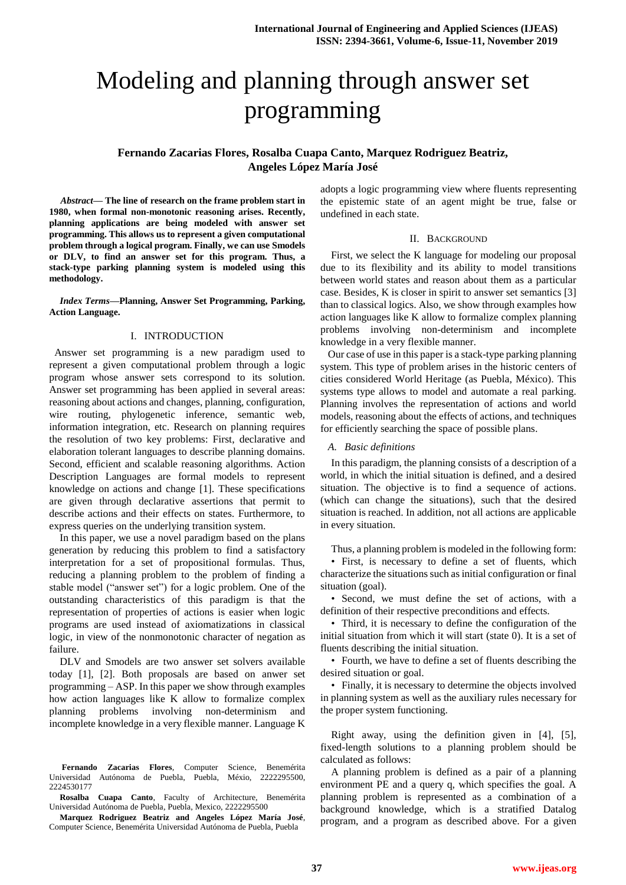# Modeling and planning through answer set programming

**Fernando Zacarias Flores, Rosalba Cuapa Canto, Marquez Rodriguez Beatriz, Angeles López María José**

***Abstract*— The line of research on the frame problem start in 1980, when formal non-monotonic reasoning arises. Recently, planning applications are being modeled with answer set programming. This allows us to represent a given computational problem through a logical program. Finally, we can use Smodels or DLV, to find an answer set for this program. Thus, a stack-type parking planning system is modeled using this methodology.**

***Index Terms*—Planning, Answer Set Programming, Parking, Action Language.**

## I. INTRODUCTION

Answer set programming is a new paradigm used to represent a given computational problem through a logic program whose answer sets correspond to its solution. Answer set programming has been applied in several areas: reasoning about actions and changes, planning, configuration, wire routing, phylogenetic inference, semantic web, information integration, etc. Research on planning requires the resolution of two key problems: First, declarative and elaboration tolerant languages to describe planning domains. Second, efficient and scalable reasoning algorithms. Action Description Languages are formal models to represent knowledge on actions and change [1]. These specifications are given through declarative assertions that permit to describe actions and their effects on states. Furthermore, to express queries on the underlying transition system.

In this paper, we use a novel paradigm based on the plans generation by reducing this problem to find a satisfactory interpretation for a set of propositional formulas. Thus, reducing a planning problem to the problem of finding a stable model ("answer set") for a logic problem. One of the outstanding characteristics of this paradigm is that the representation of properties of actions is easier when logic programs are used instead of axiomatizations in classical logic, in view of the nonmonotonic character of negation as failure.

DLV and Smodels are two answer set solvers available today [1], [2]. Both proposals are based on anwer set programming – ASP. In this paper we show through examples how action languages like K allow to formalize complex planning problems involving non-determinism and incomplete knowledge in a very flexible manner. Language K adopts a logic programming view where fluents representing the epistemic state of an agent might be true, false or undefined in each state.

**Fernando Zacarias Flores**, Computer Science, Benemérita Universidad Autónoma de Puebla, Puebla, Méxio, 2222295500, 2224530177

**Rosalba Cuapa Canto**, Faculty of Architecture, Benemérita Universidad Autónoma de Puebla, Puebla, Mexico, 2222295500

**Marquez Rodriguez Beatriz and Angeles López María José**, Computer Science, Benemérita Universidad Autónoma de Puebla, Puebla

## II. BACKGROUND

First, we select the K language for modeling our proposal due to its flexibility and its ability to model transitions between world states and reason about them as a particular case. Besides, K is closer in spirit to answer set semantics [3] than to classical logics. Also, we show through examples how action languages like K allow to formalize complex planning problems involving non-determinism and incomplete knowledge in a very flexible manner.

Our case of use in this paper is a stack-type parking planning system. This type of problem arises in the historic centers of cities considered World Heritage (as Puebla, México). This systems type allows to model and automate a real parking. Planning involves the representation of actions and world models, reasoning about the effects of actions, and techniques for efficiently searching the space of possible plans.

### *A. Basic definitions*

In this paradigm, the planning consists of a description of a world, in which the initial situation is defined, and a desired situation. The objective is to find a sequence of actions. (which can change the situations), such that the desired situation is reached. In addition, not all actions are applicable in every situation.

Thus, a planning problem is modeled in the following form:

- First, is necessary to define a set of fluents, which characterize the situations such as initial configuration or final situation (goal).
- Second, we must define the set of actions, with a definition of their respective preconditions and effects.
- Third, it is necessary to define the configuration of the initial situation from which it will start (state 0). It is a set of fluents describing the initial situation.
- Fourth, we have to define a set of fluents describing the desired situation or goal.
- Finally, it is necessary to determine the objects involved in planning system as well as the auxiliary rules necessary for the proper system functioning.

Right away, using the definition given in [4], [5], fixed-length solutions to a planning problem should be calculated as follows:

A planning problem is defined as a pair of a planning environment PE and a query q, which specifies the goal. A planning problem is represented as a combination of a background knowledge, which is a stratified Datalog program, and a program as described above. For a given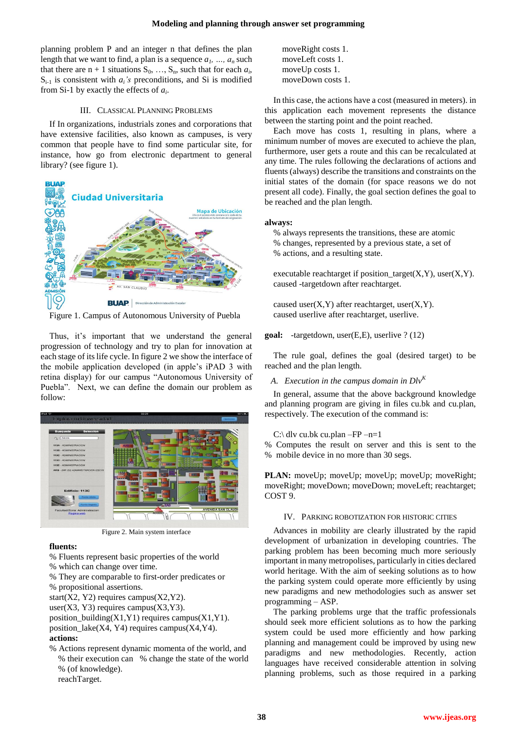planning problem P and an integer n that defines the plan length that we want to find, a plan is a sequence $a_1, \ldots, a_n$ such that there are n + 1 situations $S_0, \ldots, S_n$, such that for each $a_i$, $S_{i-1}$ is consistent with $a_i$'s preconditions, and Si is modified from Si-1 by exactly the effects of $a_i$.

## III. Classical Planning Problems

If In organizations, industrials zones and corporations that have extensive facilities, also known as campuses, is very common that people have to find some particular site, for instance, how go from electronic department to general library? (see figure 1).

Figure 1. Campus of Autonomous University of Puebla

Thus, it's important that we understand the general progression of technology and try to plan for innovation at each stage of its life cycle. In figure 2 we show the interface of the mobile application developed (in apple's iPAD 3 with retina display) for our campus "Autonomous University of Puebla". Next, we can define the domain our problem as follow:

Figure 2. Main system interface

**fluents:**
```
% Fluents represent basic properties of the world
% which can change over time.
% They are comparable to first-order predicates or
% propositional assertions.
start(X2, Y2) requires campus(X2,Y2).
user(X3, Y3) requires campus(X3,Y3).
position_building(X1,Y1) requires campus(X1,Y1).
position_lake(X4, Y4) requires campus(X4,Y4).
```
**actions:**
```
% Actions represent dynamic momenta of the world, and
  % their execution can  % change the state of the world
  % (of knowledge).
  reachTarget.
```
```
  moveRight costs 1.
  moveLeft costs 1.
  moveUp costs 1.
  moveDown costs 1.
```

In this case, the actions have a cost (measured in meters). in this application each movement represents the distance between the starting point and the point reached.

Each move has costs 1, resulting in plans, where a minimum number of moves are executed to achieve the plan, furthermore, user gets a route and this can be recalculated at any time. The rules following the declarations of actions and fluents (always) describe the transitions and constraints on the initial states of the domain (for space reasons we do not present all code). Finally, the goal section defines the goal to be reached and the plan length.

**always:**
```
  % always represents the transitions, these are atomic
  % changes, represented by a previous state, a set of
  % actions, and a resulting state.

  executable reachtarget if position_target(X,Y), user(X,Y).
  caused -targetdown after reachtarget.

  caused user(X,Y) after reachtarget, user(X,Y).
  caused userlive after reachtarget, userlive.
```

**goal:** -targetdown, user(E,E), userlive ? (12)

The rule goal, defines the goal (desired target) to be reached and the plan length.

### A. *Execution in the campus domain in Dlv$^K$*

In general, assume that the above background knowledge and planning program are giving in files cu.bk and cu.plan, respectively. The execution of the command is:

```
C:\ dlv cu.bk cu.plan –FP –n=1
% Computes the result on server and this is sent to the
% mobile device in no more than 30 segs.
```

**PLAN:** moveUp; moveUp; moveUp; moveUp; moveRight; moveRight; moveDown; moveDown; moveLeft; reachtarget; COST 9.

## IV. Parking Robotization for Historic Cities

Advances in mobility are clearly illustrated by the rapid development of urbanization in developing countries. The parking problem has been becoming much more seriously important in many metropolises, particularly in cities declared world heritage. With the aim of seeking solutions as to how the parking system could operate more efficiently by using new paradigms and new methodologies such as answer set programming – ASP.

The parking problems urge that the traffic professionals should seek more efficient solutions as to how the parking system could be used more efficiently and how parking planning and management could be improved by using new paradigms and new methodologies. Recently, action languages have received considerable attention in solving planning problems, such as those required in a parking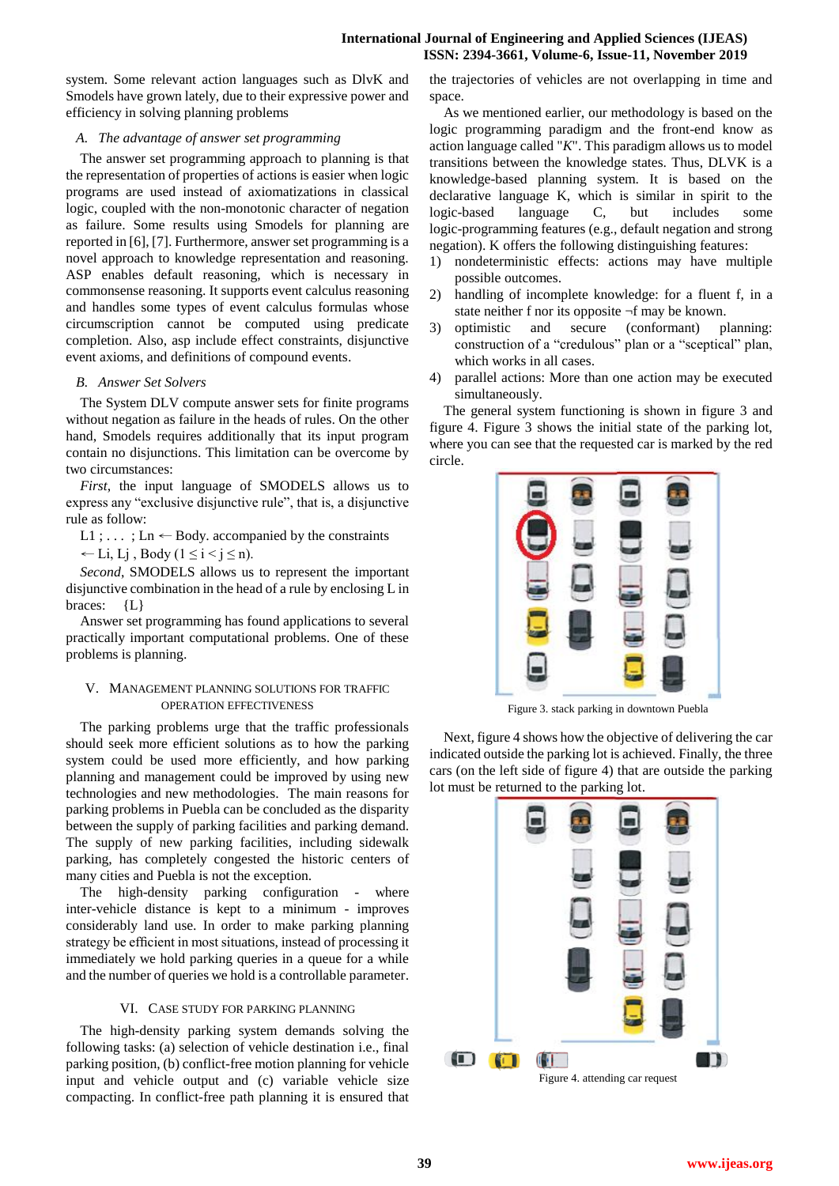system. Some relevant action languages such as DlvK and Smodels have grown lately, due to their expressive power and efficiency in solving planning problems

### *A. The advantage of answer set programming*

The answer set programming approach to planning is that the representation of properties of actions is easier when logic programs are used instead of axiomatizations in classical logic, coupled with the non-monotonic character of negation as failure. Some results using Smodels for planning are reported in [6], [7]. Furthermore, answer set programming is a novel approach to knowledge representation and reasoning. ASP enables default reasoning, which is necessary in commonsense reasoning. It supports event calculus reasoning and handles some types of event calculus formulas whose circumscription cannot be computed using predicate completion. Also, asp include effect constraints, disjunctive event axioms, and definitions of compound events.

### *B. Answer Set Solvers*

The System DLV compute answer sets for finite programs without negation as failure in the heads of rules. On the other hand, Smodels requires additionally that its input program contain no disjunctions. This limitation can be overcome by two circumstances:

*First*, the input language of SMODELS allows us to express any "exclusive disjunctive rule", that is, a disjunctive rule as follow:

L1 ; . . . ; Ln ← Body. accompanied by the constraints

← Li, Lj , Body ($1 \leq i < j \leq n$).

*Second*, SMODELS allows us to represent the important disjunctive combination in the head of a rule by enclosing L in braces: {L}

Answer set programming has found applications to several practically important computational problems. One of these problems is planning.

## V. Management Planning Solutions for Traffic Operation Effectiveness

The parking problems urge that the traffic professionals should seek more efficient solutions as to how the parking system could be used more efficiently, and how parking planning and management could be improved by using new technologies and new methodologies. The main reasons for parking problems in Puebla can be concluded as the disparity between the supply of parking facilities and parking demand. The supply of new parking facilities, including sidewalk parking, has completely congested the historic centers of many cities and Puebla is not the exception.

The high-density parking configuration - where inter-vehicle distance is kept to a minimum - improves considerably land use. In order to make parking planning strategy be efficient in most situations, instead of processing it immediately we hold parking queries in a queue for a while and the number of queries we hold is a controllable parameter.

## VI. Case Study for Parking Planning

The high-density parking system demands solving the following tasks: (a) selection of vehicle destination i.e., final parking position, (b) conflict-free motion planning for vehicle input and vehicle output and (c) variable vehicle size compacting. In conflict-free path planning it is ensured that the trajectories of vehicles are not overlapping in time and space.

As we mentioned earlier, our methodology is based on the logic programming paradigm and the front-end know as action language called "*K*". This paradigm allows us to model transitions between the knowledge states. Thus, DLVK is a knowledge-based planning system. It is based on the declarative language K, which is similar in spirit to the logic-based language C, but includes some logic-programming features (e.g., default negation and strong negation). K offers the following distinguishing features:

1) nondeterministic effects: actions may have multiple possible outcomes.
2) handling of incomplete knowledge: for a fluent f, in a state neither f nor its opposite ¬f may be known.
3) optimistic and secure (conformant) planning: construction of a "credulous" plan or a "sceptical" plan, which works in all cases.
4) parallel actions: More than one action may be executed simultaneously.

The general system functioning is shown in figure 3 and figure 4. Figure 3 shows the initial state of the parking lot, where you can see that the requested car is marked by the red circle.

Figure 3. stack parking in downtown Puebla

Next, figure 4 shows how the objective of delivering the car indicated outside the parking lot is achieved. Finally, the three cars (on the left side of figure 4) that are outside the parking lot must be returned to the parking lot.

Figure 4. attending car request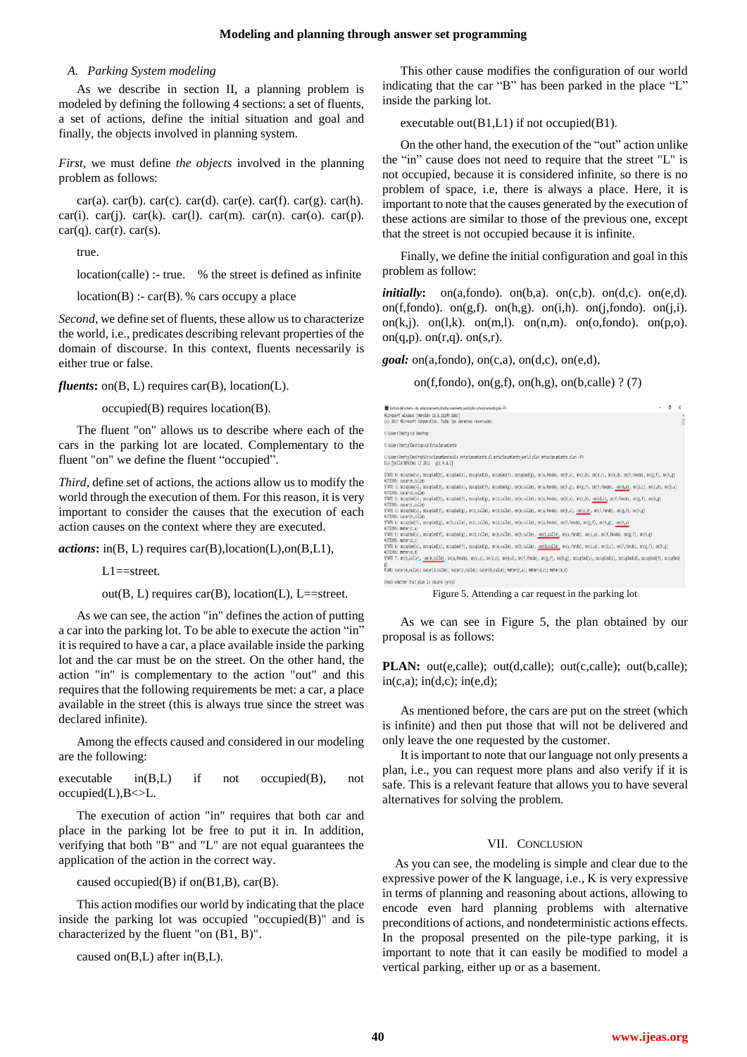## A. Parking System modeling

As we describe in section II, a planning problem is modeled by defining the following 4 sections: a set of fluents, a set of actions, define the initial situation and goal and finally, the objects involved in planning system.

*First*, we must define *the objects* involved in the planning problem as follows:

car(a). car(b). car(c). car(d). car(e). car(f). car(g). car(h). car(i). car(j). car(k). car(l). car(m). car(n). car(o). car(p). car(q). car(r). car(s).

true.

location(calle) :- true. % the street is defined as infinite

location(B) :- car(B). % cars occupy a place

*Second*, we define set of fluents, these allow us to characterize the world, i.e., predicates describing relevant properties of the domain of discourse. In this context, fluents necessarily is either true or false.

***fluents*:** on(B, L) requires car(B), location(L).

occupied(B) requires location(B).

The fluent "on" allows us to describe where each of the cars in the parking lot are located. Complementary to the fluent "on" we define the fluent "occupied".

*Third*, define set of actions, the actions allow us to modify the world through the execution of them. For this reason, it is very important to consider the causes that the execution of each action causes on the context where they are executed.

***actions*:** in(B, L) requires car(B),location(L),on(B,L1),

L1==street.

out(B, L) requires car(B), location(L), L==street.

As we can see, the action "in" defines the action of putting a car into the parking lot. To be able to execute the action "in" it is required to have a car, a place available inside the parking lot and the car must be on the street. On the other hand, the action "in" is complementary to the action "out" and this requires that the following requirements be met: a car, a place available in the street (this is always true since the street was declared infinite).

Among the effects caused and considered in our modeling are the following:

executable in(B,L) if not occupied(B), not occupied(L),B<>L.

The execution of action "in" requires that both car and place in the parking lot be free to put it in. In addition, verifying that both "B" and "L" are not equal guarantees the application of the action in the correct way.

caused occupied(B) if on(B1,B), car(B).

This action modifies our world by indicating that the place inside the parking lot was occupied "occupied(B)" and is characterized by the fluent "on (B1, B)".

caused on(B,L) after in(B,L).

This other cause modifies the configuration of our world indicating that the car "B" has been parked in the place "L" inside the parking lot.

executable out(B1,L1) if not occupied(B1).

On the other hand, the execution of the "out" action unlike the "in" cause does not need to require that the street "L" is not occupied, because it is considered infinite, so there is no problem of space, i.e, there is always a place. Here, it is important to note that the causes generated by the execution of these actions are similar to those of the previous one, except that the street is not occupied because it is infinite.

Finally, we define the initial configuration and goal in this problem as follow:

***initially*:** on(a,fondo). on(b,a). on(c,b). on(d,c). on(e,d). on(f,fondo). on(g,f). on(h,g). on(i,h). on(j,fondo). on(j,i). on(k,j). on(l,k). on(m,l). on(n,m). on(o,fondo). on(p,o). on(q,p). on(r,q). on(s,r).

***goal:*** on(a,fondo), on(c,a), on(d,c), on(e,d),

on(f,fondo), on(g,f), on(h,g), on(b,calle) ? (7)

```
Símbolo del sistema - dlv estacionamiento.dl estacionamiento_world.plan estacionamiento.plan -FP
Microsoft Windows [Versión 10.0.16299.1087]
(c) 2017 Microsoft Corporation. Todos los derechos reservados.

C:\Users\betty>cd desktop

C:\Users\betty\Desktop>cd Estacionamiento

C:\Users\betty\Desktop\Estacionamiento>dlv estacionamiento.dl estacionamiento_world.plan estacionamiento.plan -FP
DLV [build BEN/Dec 17 2012   gcc 4.6.1]

STATE 0: occupied(a), occupied(b), occupied(c), occupied(d), occupied(f), occupied(g), on(a,fondo), on(b,a), on(c,b), on(d,c), on(e,d), on(f,fondo), on(g,f), on(h,g)
ACTIONS: sacar(e,calle)
STATE 1: occupied(a), occupied(b), occupied(c), occupied(f), occupied(g), on(e,calle), on(a,fondo), on(h,g), on(g,f), on(f,fondo), on(e,d), on(d,c), on(c,b), on(b,a)
ACTIONS: sacar(d,calle)
STATE 2: occupied(a), occupied(b), occupied(f), occupied(g), on(d,calle), on(e,calle), on(a,fondo), on(b,a), on(c,b), on(d,c), on(f,fondo), on(g,f), on(h,g)
ACTIONS: sacar(c,calle)
STATE 3: occupied(a), occupied(f), occupied(g), on(c,calle), on(d,calle), on(e,calle), on(a,fondo), on(b,a), on(c,b), on(f,fondo), on(g,f), on(h,g)
ACTIONS: sacar(b,calle)
STATE 4: occupied(f), occupied(g), on(b,calle), on(c,calle), on(d,calle), on(e,calle), on(a,fondo), on(f,fondo), on(g,f), on(h,g), on(b,a)
ACTIONS: meter(c,a)
STATE 5: occupied(a), occupied(f), occupied(g), on(d,calle), on(e,calle), on(b,calle), on(c,calle), on(c,a), on(a,fondo), on(g,f), on(h,g)
ACTIONS: meter(d,c)
STATE 6: occupied(a), occupied(c), occupied(f), occupied(g), on(e,calle), on(b,calle), on(d,calle), on(a,fondo), on(c,a), on(d,c), on(f,fondo), on(g,f), on(h,g)
ACTIONS: meter(e,d)
STATE 7: on(b,calle), on(e,calle), on(a,fondo), on(c,a), on(d,c), on(e,d), on(f,fondo), on(g,f), on(h,g), occupied(a), occupied(c), occupied(d), occupied(f), occupied(

PLAN: sacar(e,calle); sacar(d,calle); sacar(c,calle); sacar(b,calle); meter(c,a); meter(d,c); meter(e,d)

Check whether that plan is secure (y/n)?
```

Figure 5. Attending a car request in the parking lot

As we can see in Figure 5, the plan obtained by our proposal is as follows:

**PLAN:** out(e,calle); out(d,calle); out(c,calle); out(b,calle); in(c,a); in(d,c); in(e,d);

As mentioned before, the cars are put on the street (which is infinite) and then put those that will not be delivered and only leave the one requested by the customer.

It is important to note that our language not only presents a plan, i.e., you can request more plans and also verify if it is safe. This is a relevant feature that allows you to have several alternatives for solving the problem.

## VII. Conclusion

As you can see, the modeling is simple and clear due to the expressive power of the K language, i.e., K is very expressive in terms of planning and reasoning about actions, allowing to encode even hard planning problems with alternative preconditions of actions, and nondeterministic actions effects. In the proposal presented on the pile-type parking, it is important to note that it can easily be modified to model a vertical parking, either up or as a basement.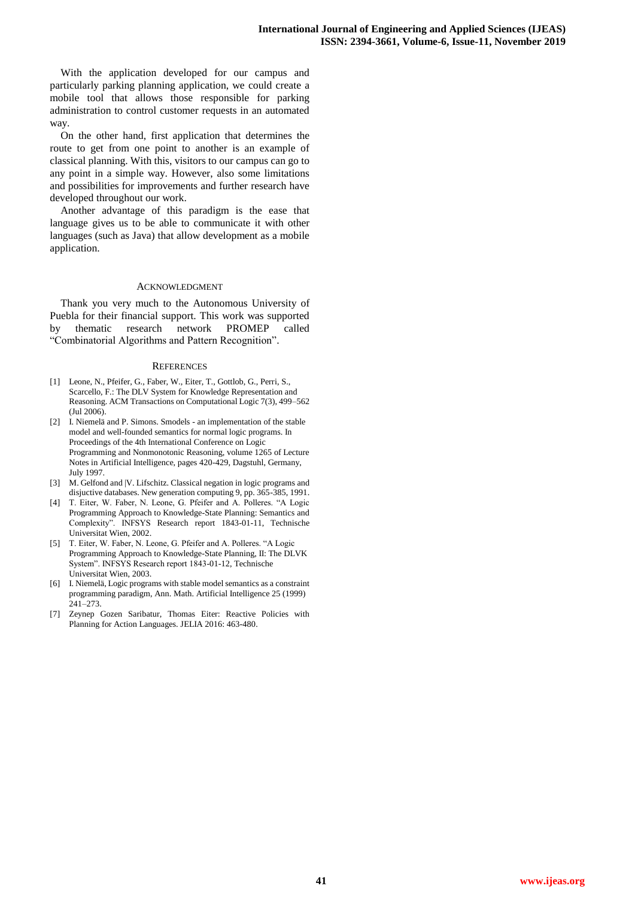With the application developed for our campus and particularly parking planning application, we could create a mobile tool that allows those responsible for parking administration to control customer requests in an automated way.

On the other hand, first application that determines the route to get from one point to another is an example of classical planning. With this, visitors to our campus can go to any point in a simple way. However, also some limitations and possibilities for improvements and further research have developed throughout our work.

Another advantage of this paradigm is the ease that language gives us to be able to communicate it with other languages (such as Java) that allow development as a mobile application.

## ACKNOWLEDGMENT

Thank you very much to the Autonomous University of Puebla for their financial support. This work was supported by thematic research network PROMEP called "Combinatorial Algorithms and Pattern Recognition".

## REFERENCES

[1] Leone, N., Pfeifer, G., Faber, W., Eiter, T., Gottlob, G., Perri, S., Scarcello, F.: The DLV System for Knowledge Representation and Reasoning. ACM Transactions on Computational Logic 7(3), 499–562 (Jul 2006).

[2] I. Niemelä and P. Simons. Smodels - an implementation of the stable model and well-founded semantics for normal logic programs. In Proceedings of the 4th International Conference on Logic Programming and Nonmonotonic Reasoning, volume 1265 of Lecture Notes in Artificial Intelligence, pages 420-429, Dagstuhl, Germany, July 1997.

[3] M. Gelfond and |V. Lifschitz. Classical negation in logic programs and disjuctive databases. New generation computing 9, pp. 365-385, 1991.

[4] T. Eiter, W. Faber, N. Leone, G. Pfeifer and A. Polleres. "A Logic Programming Approach to Knowledge-State Planning: Semantics and Complexity". INFSYS Research report 1843-01-11, Technische Universitat Wien, 2002.

[5] T. Eiter, W. Faber, N. Leone, G. Pfeifer and A. Polleres. "A Logic Programming Approach to Knowledge-State Planning, II: The DLVK System". INFSYS Research report 1843-01-12, Technische Universitat Wien, 2003.

[6] I. Niemelä, Logic programs with stable model semantics as a constraint programming paradigm, Ann. Math. Artificial Intelligence 25 (1999) 241–273.

[7] Zeynep Gozen Saribatur, Thomas Eiter: Reactive Policies with Planning for Action Languages. JELIA 2016: 463-480.